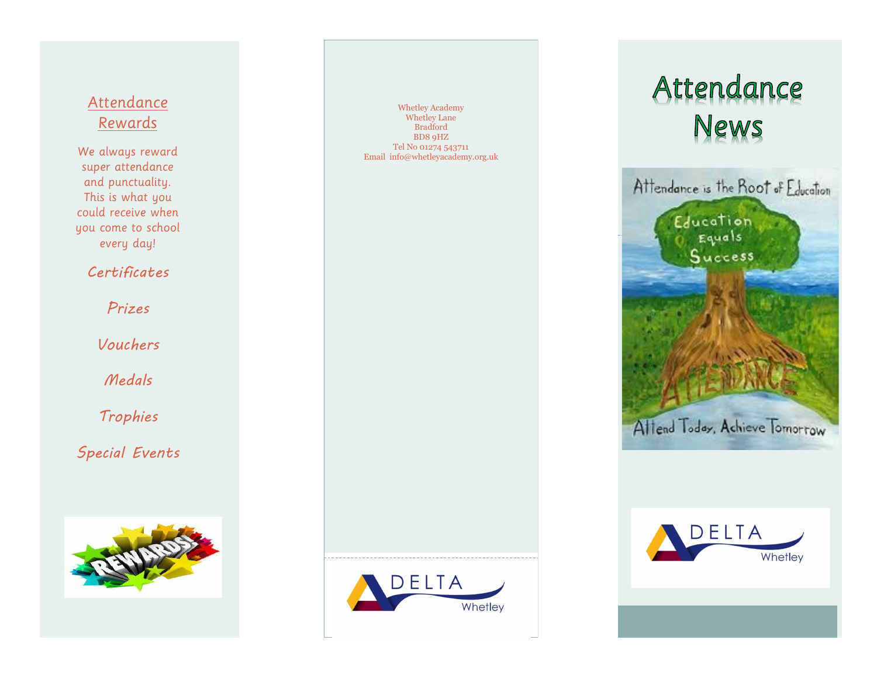## Attendance Rewards

We always reward super attendance and punctuality. This is what you could receive when you come to school every day!

*Certificates*

*Prizes*

*Vouchers*

*Medals*

*Trophies*

*Special Events*

Whetley Academy
Whetley Lane
Bradford
BD8 9HZ
Tel No 01274 543711
Email info@whetleyacademy.org.uk

# Attendance News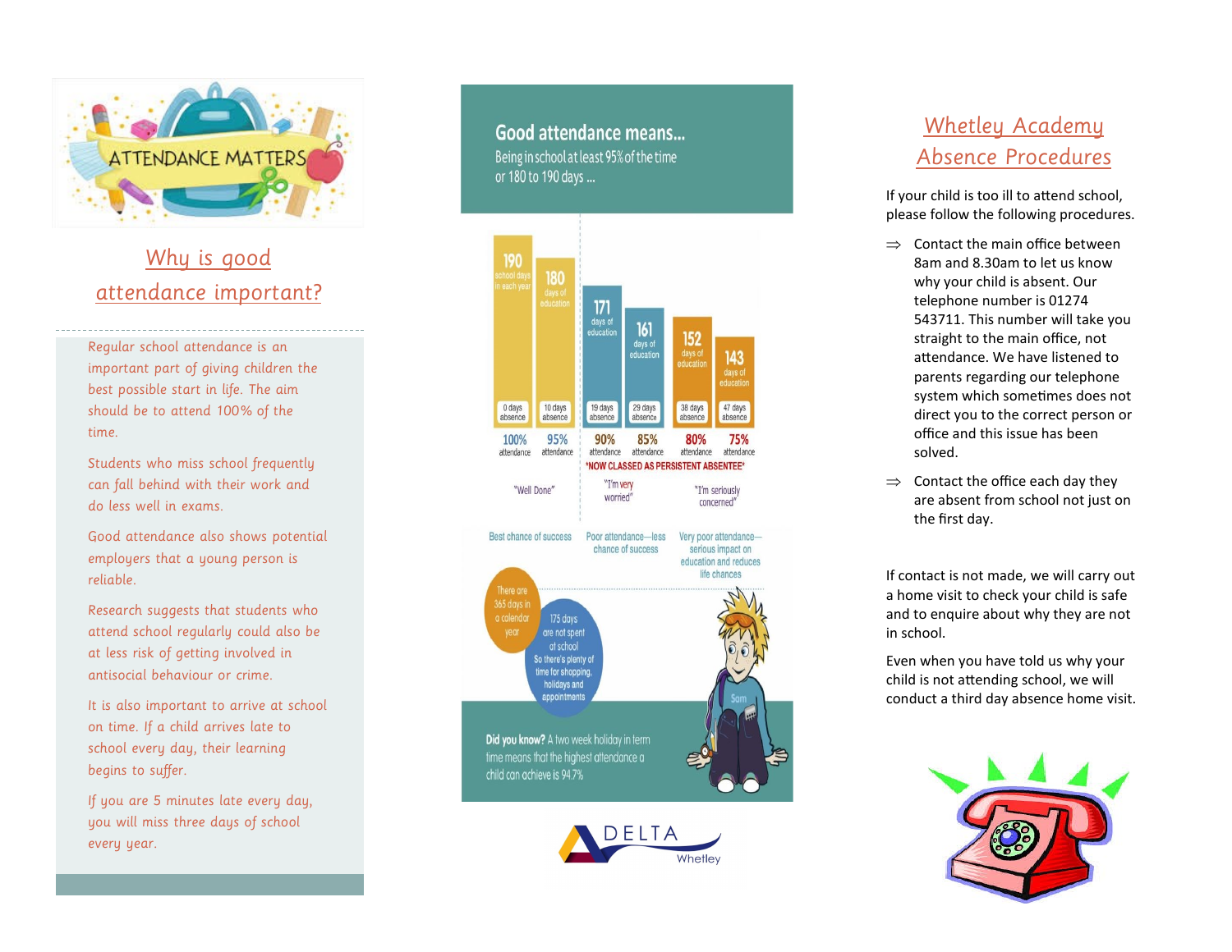ATTENDANCE MATTERS

## Why is good attendance important?

Regular school attendance is an important part of giving children the best possible start in life. The aim should be to attend 100% of the time.

Students who miss school frequently can fall behind with their work and do less well in exams.

Good attendance also shows potential employers that a young person is reliable.

Research suggests that students who attend school regularly could also be at less risk of getting involved in antisocial behaviour or crime.

It is also important to arrive at school on time. If a child arrives late to school every day, their learning begins to suffer.

If you are 5 minutes late every day, you will miss three days of school every year.

**Good attendance means...**

Being in school at least 95% of the time or 180 to 190 days ...

190 school days in each year
180 days of education
171 days of education
161 days of education
152 days of education
143 days of education

0 days absence
10 days absence
19 days absence
29 days absence
38 days absence
47 days absence

100% attendance
95% attendance
90% attendance
85% attendance
80% attendance
75% attendance

*NOW CLASSED AS PERSISTENT ABSENTEE*

"Well Done"
"I'm very worried"
"I'm seriously concerned"

Best chance of success
Poor attendance—less chance of success
Very poor attendance—serious impact on education and reduces life chances

There are 365 days in a calendar year

175 days are not spent at school So there's plenty of time for shopping, holidays and appointments

Sam

**Did you know?** A two week holiday in term time means that the highest attendance a child can achieve is 94.7%

DELTA Whetley

## Whetley Academy Absence Procedures

If your child is too ill to attend school, please follow the following procedures.

- ⇒ Contact the main office between 8am and 8.30am to let us know why your child is absent. Our telephone number is 01274 543711. This number will take you straight to the main office, not attendance. We have listened to parents regarding our telephone system which sometimes does not direct you to the correct person or office and this issue has been solved.
- ⇒ Contact the office each day they are absent from school not just on the first day.

If contact is not made, we will carry out a home visit to check your child is safe and to enquire about why they are not in school.

Even when you have told us why your child is not attending school, we will conduct a third day absence home visit.